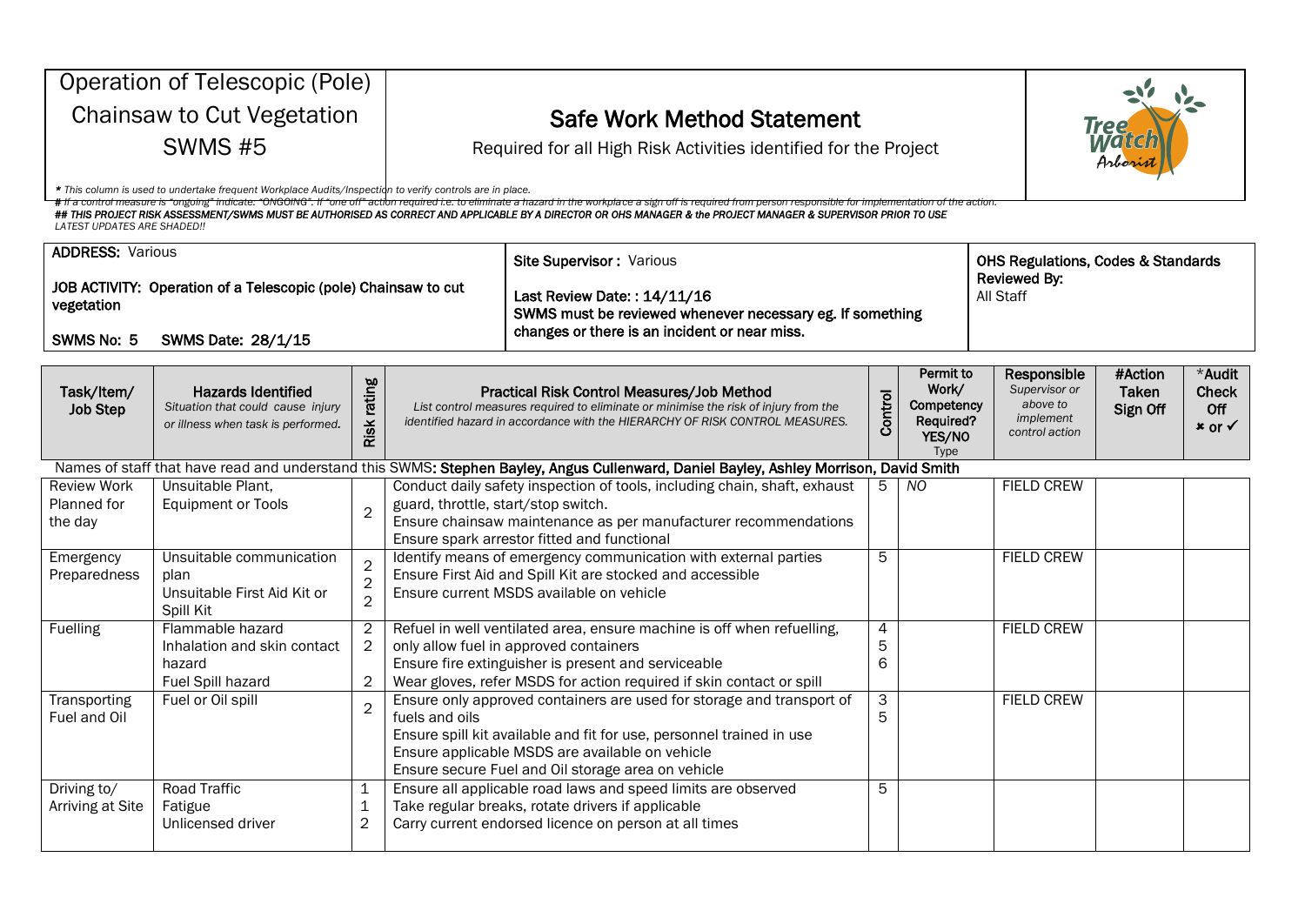# Operation of Telescopic (Pole) Chainsaw to Cut Vegetation SWMS #5

## Safe Work Method Statement

Required for all High Risk Activities identified for the Project

*\* This column is used to undertake frequent Workplace Audits/Inspection to verify controls are in place.*

*# If a control measure is "ongoing" indicate "ONGOING". If "one off" action required i.e. to eliminate a hazard in the workplace a sign off is required from person responsible for implementation of the action.*

***## THIS PROJECT RISK ASSESSMENT/SWMS MUST BE AUTHORISED AS CORRECT AND APPLICABLE BY A DIRECTOR OR OHS MANAGER & the PROJECT MANAGER & SUPERVISOR PRIOR TO USE***

*LATEST UPDATES ARE SHADED!!*

| | | |
|---|---|---|
| **ADDRESS:** Various<br><br>**JOB ACTIVITY: Operation of a Telescopic (pole) Chainsaw to cut vegetation**<br><br>**SWMS No: 5 SWMS Date: 28/1/15** | **Site Supervisor :** Various<br><br>**Last Review Date: : 14/11/16**<br>**SWMS must be reviewed whenever necessary eg. If something changes or there is an incident or near miss.** | **OHS Regulations, Codes & Standards Reviewed By:**<br>All Staff |

| **Task/Item/ Job Step** | **Hazards Identified** *Situation that could cause injury or illness when task is performed.* | **Risk rating** | **Practical Risk Control Measures/Job Method** *List control measures required to eliminate or minimise the risk of injury from the identified hazard in accordance with the HIERARCHY OF RISK CONTROL MEASURES.* | **Control** | **Permit to Work/ Competency Required? YES/NO** Type | **Responsible** *Supervisor or above to implement control action* | **#Action Taken Sign Off** | ***Audit Check Off ✖ or ✓** |
|---|---|---|---|---|---|---|---|---|
| Names of staff that have read and understand this SWMS: **Stephen Bayley, Angus Cullenward, Daniel Bayley, Ashley Morrison, David Smith** | | | | | | | | |
| Review Work Planned for the day | Unsuitable Plant, Equipment or Tools | 2 | Conduct daily safety inspection of tools, including chain, shaft, exhaust guard, throttle, start/stop switch.<br>Ensure chainsaw maintenance as per manufacturer recommendations<br>Ensure spark arrestor fitted and functional | 5 | *NO* | FIELD CREW | | |
| Emergency Preparedness | Unsuitable communication plan<br>Unsuitable First Aid Kit or Spill Kit | 2<br>2<br>2 | Identify means of emergency communication with external parties<br>Ensure First Aid and Spill Kit are stocked and accessible<br>Ensure current MSDS available on vehicle | 5 | | FIELD CREW | | |
| Fuelling | Flammable hazard<br>Inhalation and skin contact hazard<br>Fuel Spill hazard | 2<br>2<br>2 | Refuel in well ventilated area, ensure machine is off when refuelling, only allow fuel in approved containers<br>Ensure fire extinguisher is present and serviceable<br>Wear gloves, refer MSDS for action required if skin contact or spill | 4<br>5<br>6 | | FIELD CREW | | |
| Transporting Fuel and Oil | Fuel or Oil spill | 2 | Ensure only approved containers are used for storage and transport of fuels and oils<br>Ensure spill kit available and fit for use, personnel trained in use<br>Ensure applicable MSDS are available on vehicle<br>Ensure secure Fuel and Oil storage area on vehicle | 3<br>5 | | FIELD CREW | | |
| Driving to/ Arriving at Site | Road Traffic<br>Fatigue<br>Unlicensed driver | 1<br>1<br>2 | Ensure all applicable road laws and speed limits are observed<br>Take regular breaks, rotate drivers if applicable<br>Carry current endorsed licence on person at all times | 5 | | | | |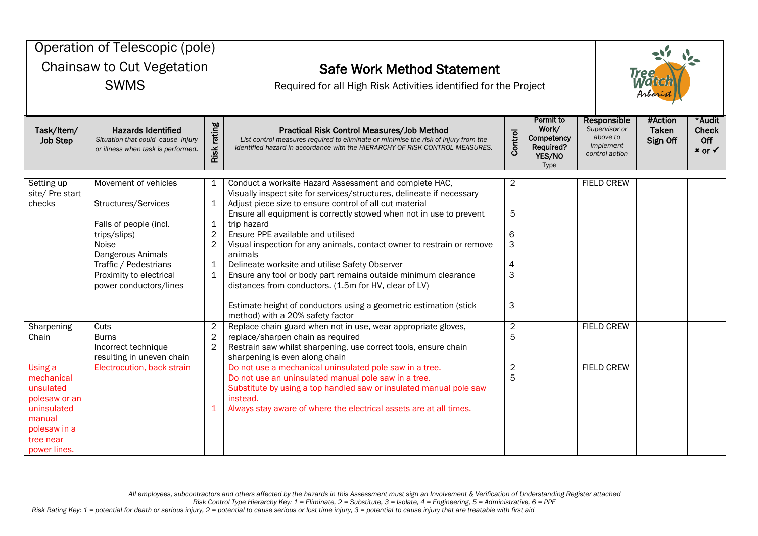| Operation of Telescopic (pole) Chainsaw to Cut Vegetation SWMS | Safe Work Method Statement<br>Required for all High Risk Activities identified for the Project |
|---|---|

| Task/Item/ Job Step | Hazards Identified<br>*Situation that could cause injury or illness when task is performed.* | Risk rating | Practical Risk Control Measures/Job Method<br>*List control measures required to eliminate or minimise the risk of injury from the identified hazard in accordance with the HIERARCHY OF RISK CONTROL MEASURES.* | Control | Permit to Work/ Competency Required? YES/NO Type | Responsible<br>*Supervisor or above to implement control action* | #Action Taken Sign Off | *Audit Check Off ✖ or ✓ |
|---|---|---|---|---|---|---|---|---|
| Setting up site/ Pre start checks | Movement of vehicles<br>Structures/Services<br>Falls of people (incl. trips/slips)<br>Noise<br>Dangerous Animals<br>Traffic / Pedestrians<br>Proximity to electrical power conductors/lines | 1<br>1<br>1<br>2<br>2<br>1<br>1 | Conduct a worksite Hazard Assessment and complete HAC, Visually inspect site for services/structures, delineate if necessary<br>Adjust piece size to ensure control of all cut material<br>Ensure all equipment is correctly stowed when not in use to prevent trip hazard<br>Ensure PPE available and utilised<br>Visual inspection for any animals, contact owner to restrain or remove animals<br>Delineate worksite and utilise Safety Observer<br>Ensure any tool or body part remains outside minimum clearance distances from conductors. (1.5m for HV, clear of LV)<br>Estimate height of conductors using a geometric estimation (stick method) with a 20% safety factor | 2<br>5<br>6<br>3<br>4<br>3<br>3 | | FIELD CREW | | |
| Sharpening Chain | Cuts<br>Burns<br>Incorrect technique resulting in uneven chain | 2<br>2<br>2 | Replace chain guard when not in use, wear appropriate gloves, replace/sharpen chain as required<br>Restrain saw whilst sharpening, use correct tools, ensure chain sharpening is even along chain | 2<br>5 | | FIELD CREW | | |
| Using a mechanical unsulated polesaw or an uninsulated manual polesaw in a tree near power lines. | Electrocution, back strain | 1 | Do not use a mechanical uninsulated pole saw in a tree.<br>Do not use an uninsulated manual pole saw in a tree.<br>Substitute by using a top handled saw or insulated manual pole saw instead.<br>Always stay aware of where the electrical assets are at all times. | 2<br>5 | | FIELD CREW | | |

*All employees, subcontractors and others affected by the hazards in this Assessment must sign an Involvement & Verification of Understanding Register attached*
*Risk Control Type Hierarchy Key: 1 = Eliminate, 2 = Substitute, 3 = Isolate, 4 = Engineering, 5 = Administrative, 6 = PPE*
*Risk Rating Key: 1 = potential for death or serious injury, 2 = potential to cause serious or lost time injury, 3 = potential to cause injury that are treatable with first aid*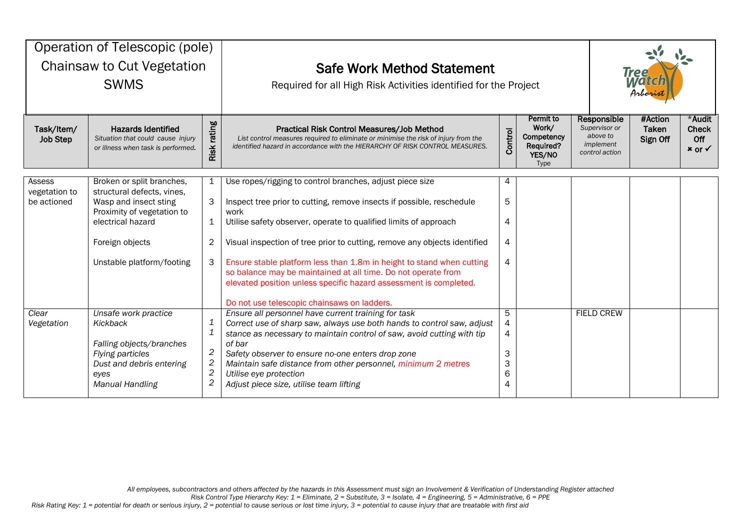# Operation of Telescopic (pole) Chainsaw to Cut Vegetation SWMS

## Safe Work Method Statement

Required for all High Risk Activities identified for the Project

| Task/Item/ Job Step | Hazards Identified *Situation that could cause injury or illness when task is performed.* | Risk rating | Practical Risk Control Measures/Job Method *List control measures required to eliminate or minimise the risk of injury from the identified hazard in accordance with the HIERARCHY OF RISK CONTROL MEASURES.* | Control | Permit to Work/ Competency Required? YES/NO Type | Responsible *Supervisor or above to implement control action* | #Action Taken Sign Off | *Audit Check Off ✖ or ✓ |
|---|---|---|---|---|---|---|---|---|
| Assess vegetation to be actioned | Broken or split branches, structural defects, vines, | 1 | Use ropes/rigging to control branches, adjust piece size | 4 | | | | |
| | Wasp and insect sting | 3 | Inspect tree prior to cutting, remove insects if possible, reschedule work | 5 | | | | |
| | Proximity of vegetation to electrical hazard | 1 | Utilise safety observer, operate to qualified limits of approach | 4 | | | | |
| | Foreign objects | 2 | Visual inspection of tree prior to cutting, remove any objects identified | 4 | | | | |
| | Unstable platform/footing | 3 | Ensure stable platform less than 1.8m in height to stand when cutting so balance may be maintained at all time. Do not operate from elevated position unless specific hazard assessment is completed. Do not use telescopic chainsaws on ladders. | 4 | | | | |
| *Clear Vegetation* | *Unsafe work practice* | | *Ensure all personnel have current training for task* | 5 | | FIELD CREW | | |
| | *Kickback* | *1* | *Correct use of sharp saw, always use both hands to control saw, adjust* | 4 | | | | |
| | | *1* | *stance as necessary to maintain control of saw, avoid cutting with tip of bar* | 4 | | | | |
| | *Falling objects/branches* | *2* | *Safety observer to ensure no-one enters drop zone* | 3 | | | | |
| | *Flying particles* | *2* | *Maintain safe distance from other personnel, minimum 2 metres* | 3 | | | | |
| | *Dust and debris entering eyes* | *2* | *Utilise eye protection* | 6 | | | | |
| | *Manual Handling* | *2* | *Adjust piece size, utilise team lifting* | 4 | | | | |

*All employees, subcontractors and others affected by the hazards in this Assessment must sign an Involvement & Verification of Understanding Register attached*

*Risk Control Type Hierarchy Key: 1 = Eliminate, 2 = Substitute, 3 = Isolate, 4 = Engineering, 5 = Administrative, 6 = PPE*

*Risk Rating Key: 1 = potential for death or serious injury, 2 = potential to cause serious or lost time injury, 3 = potential to cause injury that are treatable with first aid*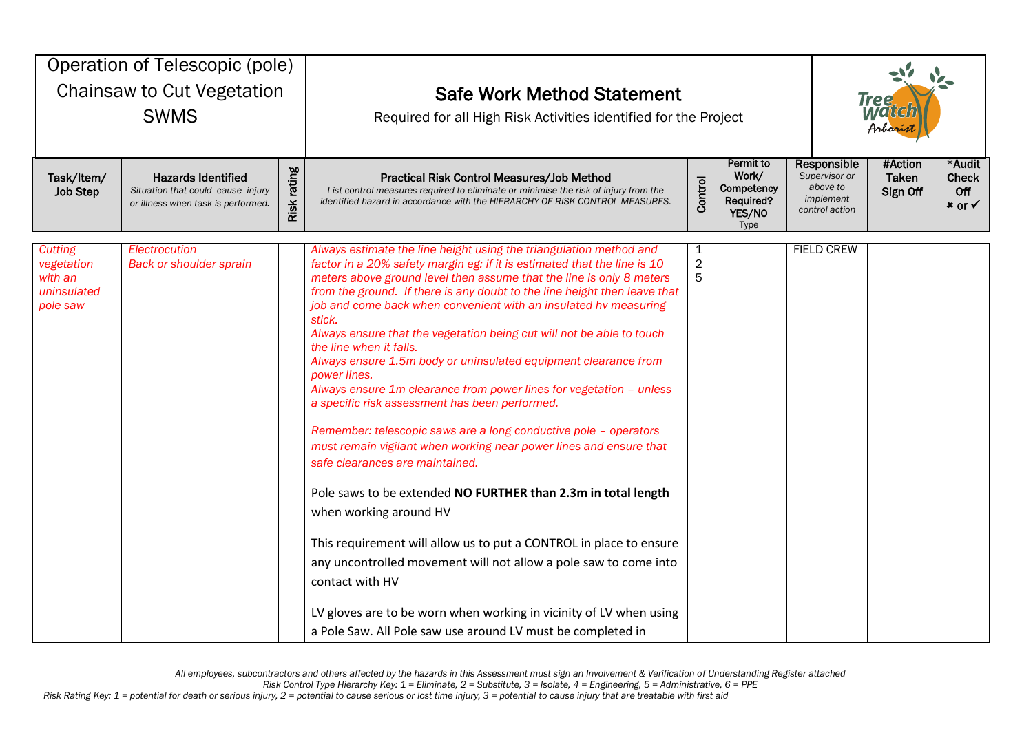| Operation of Telescopic (pole) Chainsaw to Cut Vegetation SWMS | **Safe Work Method Statement** Required for all High Risk Activities identified for the Project | Tree Watch Arborist |
|---|---|---|

| Task/Item/ Job Step | Hazards Identified *Situation that could cause injury or illness when task is performed.* | Risk rating | Practical Risk Control Measures/Job Method *List control measures required to eliminate or minimise the risk of injury from the identified hazard in accordance with the HIERARCHY OF RISK CONTROL MEASURES.* | Control | Permit to Work/ Competency Required? YES/NO Type | Responsible *Supervisor or above to implement control action* | #Action Taken Sign Off | *Audit Check Off ✖ or ✓ |
|---|---|---|---|---|---|---|---|---|
| *Cutting vegetation with an uninsulated pole saw* | *Electrocution*<br>*Back or shoulder sprain* | | *Always estimate the line height using the triangulation method and factor in a 20% safety margin eg: if it is estimated that the line is 10 meters above ground level then assume that the line is only 8 meters from the ground. If there is any doubt to the line height then leave that job and come back when convenient with an insulated hv measuring stick.*<br>*Always ensure that the vegetation being cut will not be able to touch the line when it falls.*<br>*Always ensure 1.5m body or uninsulated equipment clearance from power lines.*<br>*Always ensure 1m clearance from power lines for vegetation – unless a specific risk assessment has been performed.*<br><br>*Remember: telescopic saws are a long conductive pole – operators must remain vigilant when working near power lines and ensure that safe clearances are maintained.*<br><br>Pole saws to be extended **NO FURTHER than 2.3m in total length** when working around HV<br><br>This requirement will allow us to put a CONTROL in place to ensure any uncontrolled movement will not allow a pole saw to come into contact with HV<br><br>LV gloves are to be worn when working in vicinity of LV when using a Pole Saw. All Pole saw use around LV must be completed in | 1<br>2<br>5 | | FIELD CREW | | |

*All employees, subcontractors and others affected by the hazards in this Assessment must sign an Involvement & Verification of Understanding Register attached*
*Risk Control Type Hierarchy Key: 1 = Eliminate, 2 = Substitute, 3 = Isolate, 4 = Engineering, 5 = Administrative, 6 = PPE*
*Risk Rating Key: 1 = potential for death or serious injury, 2 = potential to cause serious or lost time injury, 3 = potential to cause injury that are treatable with first aid*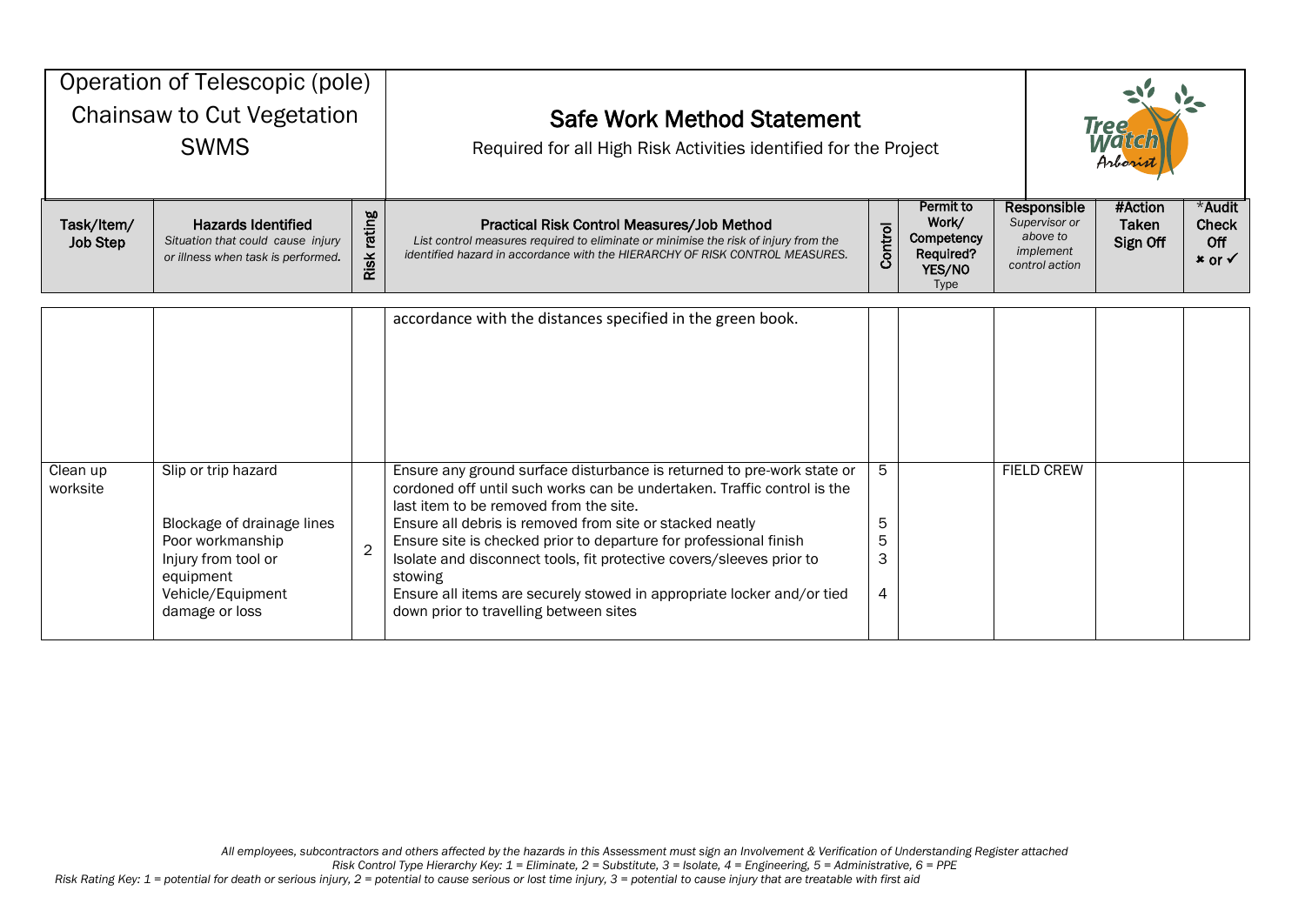# Operation of Telescopic (pole) Chainsaw to Cut Vegetation SWMS

## Safe Work Method Statement

Required for all High Risk Activities identified for the Project

| Task/Item/ Job Step | Hazards Identified *Situation that could cause injury or illness when task is performed.* | Risk rating | Practical Risk Control Measures/Job Method *List control measures required to eliminate or minimise the risk of injury from the identified hazard in accordance with the HIERARCHY OF RISK CONTROL MEASURES.* | Control | Permit to Work/ Competency Required? YES/NO Type | Responsible *Supervisor or above to implement control action* | #Action Taken Sign Off | *Audit Check Off ✖ or ✓ |
|---|---|---|---|---|---|---|---|---|
| | | | accordance with the distances specified in the green book. | | | | | |
| Clean up worksite | Slip or trip hazard<br><br>Blockage of drainage lines<br>Poor workmanship<br>Injury from tool or equipment<br>Vehicle/Equipment damage or loss | 2 | Ensure any ground surface disturbance is returned to pre-work state or cordoned off until such works can be undertaken. Traffic control is the last item to be removed from the site.<br>Ensure all debris is removed from site or stacked neatly<br>Ensure site is checked prior to departure for professional finish<br>Isolate and disconnect tools, fit protective covers/sleeves prior to stowing<br>Ensure all items are securely stowed in appropriate locker and/or tied down prior to travelling between sites | 5<br><br><br>5<br>5<br>3<br><br>4 | | FIELD CREW | | |

*All employees, subcontractors and others affected by the hazards in this Assessment must sign an Involvement & Verification of Understanding Register attached*

*Risk Control Type Hierarchy Key: 1 = Eliminate, 2 = Substitute, 3 = Isolate, 4 = Engineering, 5 = Administrative, 6 = PPE*

*Risk Rating Key: 1 = potential for death or serious injury, 2 = potential to cause serious or lost time injury, 3 = potential to cause injury that are treatable with first aid*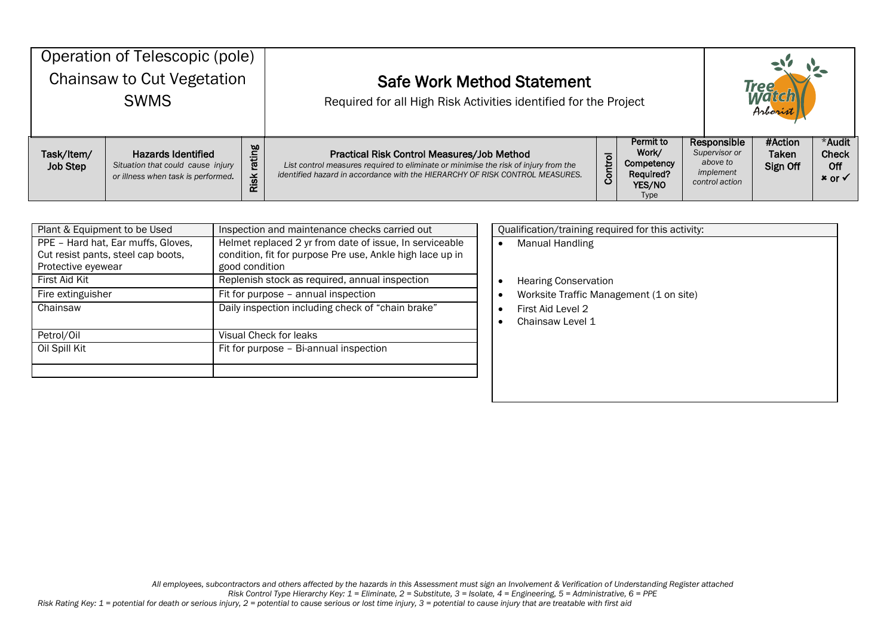| Operation of Telescopic (pole) Chainsaw to Cut Vegetation SWMS | **Safe Work Method Statement** Required for all High Risk Activities identified for the Project | TreeWatch Arborist |
|---|---|---|

| Task/Item/ Job Step | **Hazards Identified** *Situation that could cause injury or illness when task is performed.* | Risk rating | **Practical Risk Control Measures/Job Method** *List control measures required to eliminate or minimise the risk of injury from the identified hazard in accordance with the HIERARCHY OF RISK CONTROL MEASURES.* | Control Type | Permit to Work/ Competency Required? YES/NO | **Responsible** *Supervisor or above to implement control action* | #Action Taken Sign Off | *Audit Check Off ✖ or ✓ |
|---|---|---|---|---|---|---|---|---|

| Plant & Equipment to be Used | Inspection and maintenance checks carried out |
|---|---|
| PPE – Hard hat, Ear muffs, Gloves, Cut resist pants, steel cap boots, Protective eyewear | Helmet replaced 2 yr from date of issue, In serviceable condition, fit for purpose Pre use, Ankle high lace up in good condition |
| First Aid Kit | Replenish stock as required, annual inspection |
| Fire extinguisher | Fit for purpose – annual inspection |
| Chainsaw | Daily inspection including check of "chain brake" |
| Petrol/Oil | Visual Check for leaks |
| Oil Spill Kit | Fit for purpose – Bi-annual inspection |
| | |

| Qualification/training required for this activity: |
|---|
| • Manual Handling<br><br>• Hearing Conservation<br>• Worksite Traffic Management (1 on site)<br>• First Aid Level 2<br>• Chainsaw Level 1 |

*All employees, subcontractors and others affected by the hazards in this Assessment must sign an Involvement & Verification of Understanding Register attached*
*Risk Control Type Hierarchy Key: 1 = Eliminate, 2 = Substitute, 3 = Isolate, 4 = Engineering, 5 = Administrative, 6 = PPE*
*Risk Rating Key: 1 = potential for death or serious injury, 2 = potential to cause serious or lost time injury, 3 = potential to cause injury that are treatable with first aid*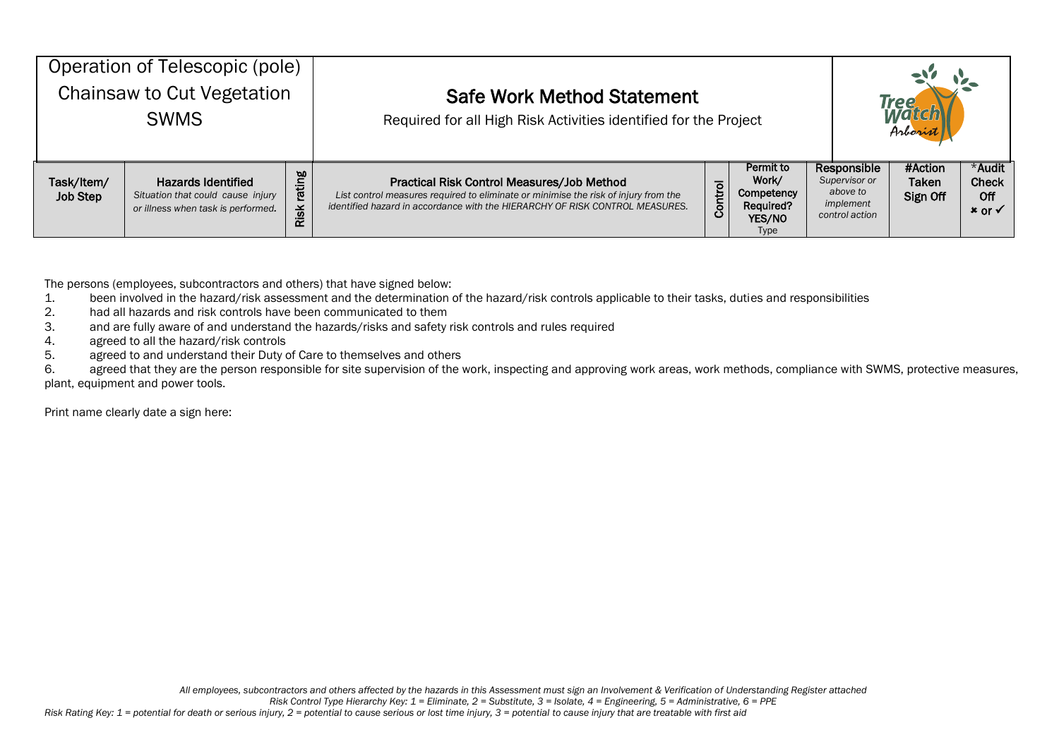| Operation of Telescopic (pole) Chainsaw to Cut Vegetation SWMS | | | Safe Work Method Statement<br>Required for all High Risk Activities identified for the Project | | | | | |
|---|---|---|---|---|---|---|---|---|
| **Task/Item/ Job Step** | **Hazards Identified**<br>*Situation that could cause injury or illness when task is performed.* | **Risk rating** | **Practical Risk Control Measures/Job Method**<br>*List control measures required to eliminate or minimise the risk of injury from the identified hazard in accordance with the HIERARCHY OF RISK CONTROL MEASURES.* | **Control** | **Permit to Work/ Competency Required? YES/NO** Type | **Responsible** *Supervisor or above to implement control action* | **#Action Taken Sign Off** | **\*Audit Check Off** ✖ or ✓ |

The persons (employees, subcontractors and others) that have signed below:

1. been involved in the hazard/risk assessment and the determination of the hazard/risk controls applicable to their tasks, duties and responsibilities
2. had all hazards and risk controls have been communicated to them
3. and are fully aware of and understand the hazards/risks and safety risk controls and rules required
4. agreed to all the hazard/risk controls
5. agreed to and understand their Duty of Care to themselves and others
6. agreed that they are the person responsible for site supervision of the work, inspecting and approving work areas, work methods, compliance with SWMS, protective measures, plant, equipment and power tools.

Print name clearly date a sign here:

*All employees, subcontractors and others affected by the hazards in this Assessment must sign an Involvement & Verification of Understanding Register attached*

*Risk Control Type Hierarchy Key: 1 = Eliminate, 2 = Substitute, 3 = Isolate, 4 = Engineering, 5 = Administrative, 6 = PPE*

*Risk Rating Key: 1 = potential for death or serious injury, 2 = potential to cause serious or lost time injury, 3 = potential to cause injury that are treatable with first aid*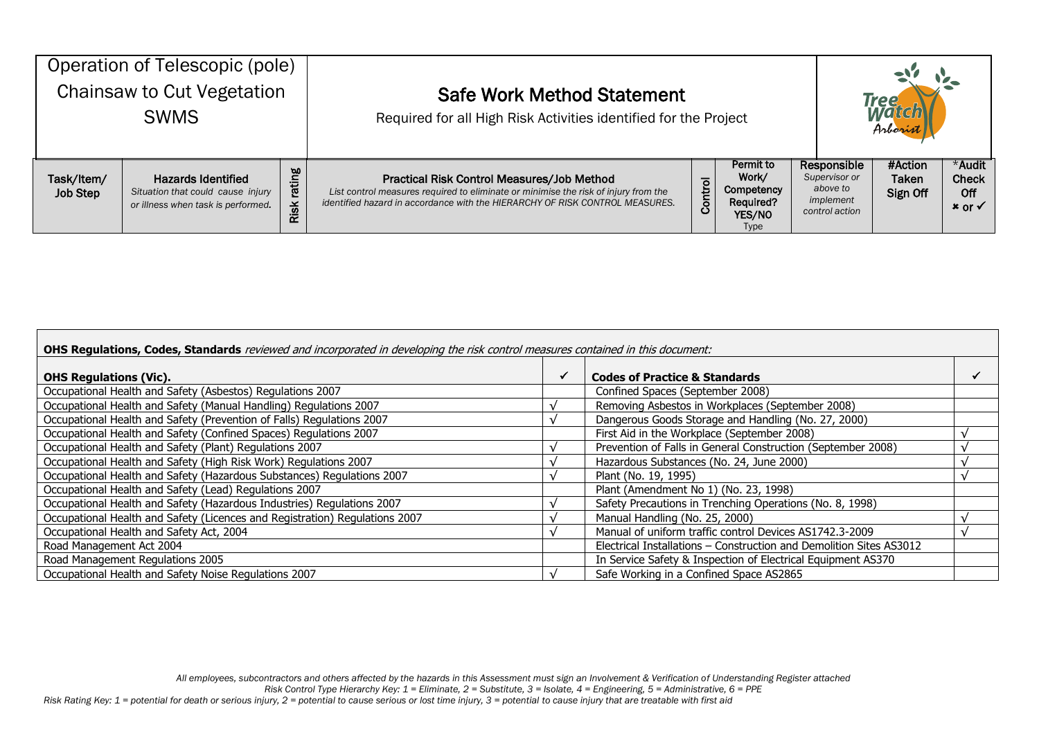| Operation of Telescopic (pole) Chainsaw to Cut Vegetation SWMS | | | Safe Work Method Statement<br>Required for all High Risk Activities identified for the Project | | | | | |
|---|---|---|---|---|---|---|---|---|
| **Task/Item/ Job Step** | **Hazards Identified**<br>*Situation that could cause injury or illness when task is performed.* | **Risk rating** | **Practical Risk Control Measures/Job Method**<br>*List control measures required to eliminate or minimise the risk of injury from the identified hazard in accordance with the HIERARCHY OF RISK CONTROL MEASURES.* | **Control** | **Permit to Work/ Competency Required? YES/NO**<br>Type | **Responsible**<br>*Supervisor or above to implement control action* | **#Action Taken Sign Off** | ***Audit Check Off**<br>✖ or ✓ |

**OHS Regulations, Codes, Standards** *reviewed and incorporated in developing the risk control measures contained in this document:*

| **OHS Regulations (Vic).** | ✓ | **Codes of Practice & Standards** | ✓ |
|---|---|---|---|
| Occupational Health and Safety (Asbestos) Regulations 2007 | | Confined Spaces (September 2008) | |
| Occupational Health and Safety (Manual Handling) Regulations 2007 | √ | Removing Asbestos in Workplaces (September 2008) | |
| Occupational Health and Safety (Prevention of Falls) Regulations 2007 | √ | Dangerous Goods Storage and Handling (No. 27, 2000) | |
| Occupational Health and Safety (Confined Spaces) Regulations 2007 | | First Aid in the Workplace (September 2008) | √ |
| Occupational Health and Safety (Plant) Regulations 2007 | √ | Prevention of Falls in General Construction (September 2008) | √ |
| Occupational Health and Safety (High Risk Work) Regulations 2007 | √ | Hazardous Substances (No. 24, June 2000) | √ |
| Occupational Health and Safety (Hazardous Substances) Regulations 2007 | √ | Plant (No. 19, 1995) | √ |
| Occupational Health and Safety (Lead) Regulations 2007 | | Plant (Amendment No 1) (No. 23, 1998) | |
| Occupational Health and Safety (Hazardous Industries) Regulations 2007 | √ | Safety Precautions in Trenching Operations (No. 8, 1998) | |
| Occupational Health and Safety (Licences and Registration) Regulations 2007 | √ | Manual Handling (No. 25, 2000) | √ |
| Occupational Health and Safety Act, 2004 | √ | Manual of uniform traffic control Devices AS1742.3-2009 | √ |
| Road Management Act 2004 | | Electrical Installations – Construction and Demolition Sites AS3012 | |
| Road Management Regulations 2005 | | In Service Safety & Inspection of Electrical Equipment AS370 | |
| Occupational Health and Safety Noise Regulations 2007 | √ | Safe Working in a Confined Space AS2865 | |

*All employees, subcontractors and others affected by the hazards in this Assessment must sign an Involvement & Verification of Understanding Register attached*

*Risk Control Type Hierarchy Key: 1 = Eliminate, 2 = Substitute, 3 = Isolate, 4 = Engineering, 5 = Administrative, 6 = PPE*

*Risk Rating Key: 1 = potential for death or serious injury, 2 = potential to cause serious or lost time injury, 3 = potential to cause injury that are treatable with first aid*